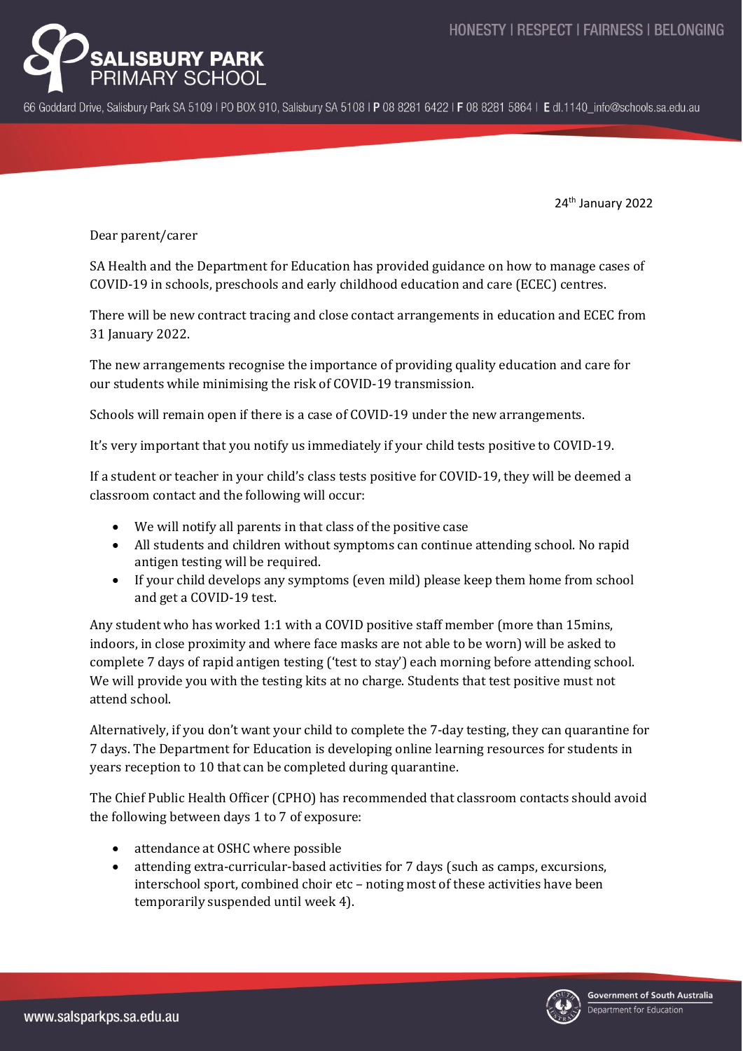HONESTY | RESPECT | FAIRNESS | BELONGING

**SALISBURY PARK PRIMARY SCHOOL**

66 Goddard Drive, Salisbury Park SA 5109 | PO BOX 910, Salisbury SA 5108 | **P** 08 8281 6422 | **F** 08 8281 5864 | **E** dl.1140_info@schools.sa.edu.au

24th January 2022

Dear parent/carer

SA Health and the Department for Education has provided guidance on how to manage cases of COVID-19 in schools, preschools and early childhood education and care (ECEC) centres.

There will be new contract tracing and close contact arrangements in education and ECEC from 31 January 2022.

The new arrangements recognise the importance of providing quality education and care for our students while minimising the risk of COVID-19 transmission.

Schools will remain open if there is a case of COVID-19 under the new arrangements.

It's very important that you notify us immediately if your child tests positive to COVID-19.

If a student or teacher in your child's class tests positive for COVID-19, they will be deemed a classroom contact and the following will occur:

- We will notify all parents in that class of the positive case
- All students and children without symptoms can continue attending school. No rapid antigen testing will be required.
- If your child develops any symptoms (even mild) please keep them home from school and get a COVID-19 test.

Any student who has worked 1:1 with a COVID positive staff member (more than 15mins, indoors, in close proximity and where face masks are not able to be worn) will be asked to complete 7 days of rapid antigen testing ('test to stay') each morning before attending school. We will provide you with the testing kits at no charge. Students that test positive must not attend school.

Alternatively, if you don't want your child to complete the 7-day testing, they can quarantine for 7 days. The Department for Education is developing online learning resources for students in years reception to 10 that can be completed during quarantine.

The Chief Public Health Officer (CPHO) has recommended that classroom contacts should avoid the following between days 1 to 7 of exposure:

- attendance at OSHC where possible
- attending extra-curricular-based activities for 7 days (such as camps, excursions, interschool sport, combined choir etc – noting most of these activities have been temporarily suspended until week 4).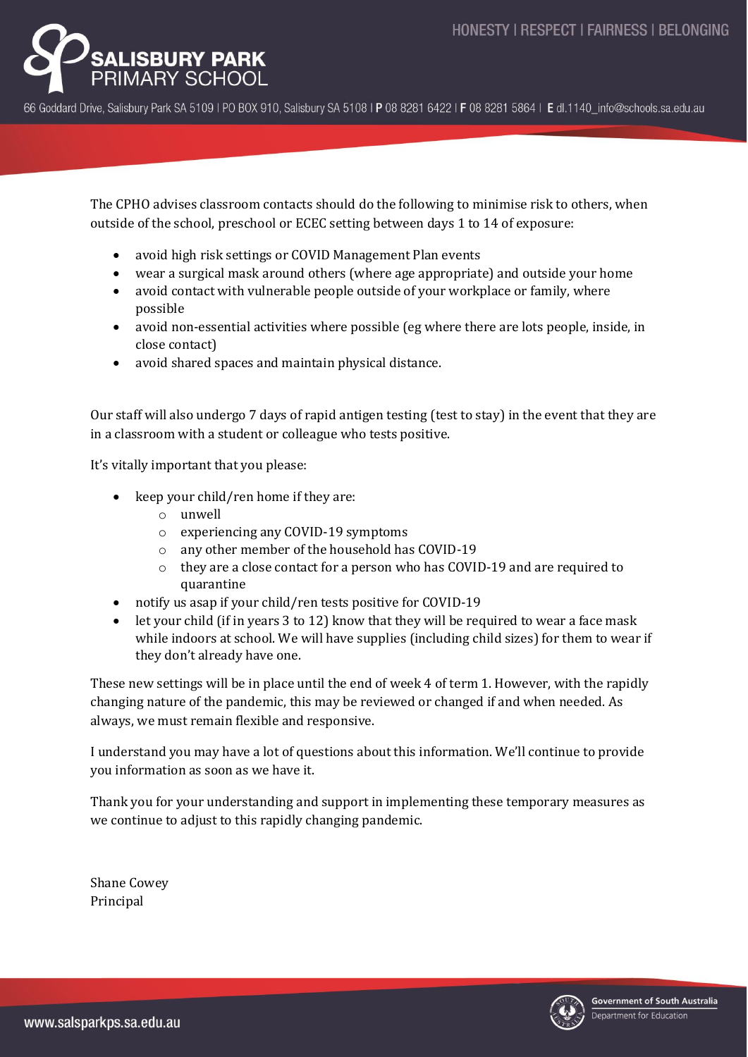The CPHO advises classroom contacts should do the following to minimise risk to others, when outside of the school, preschool or ECEC setting between days 1 to 14 of exposure:

- avoid high risk settings or COVID Management Plan events
- wear a surgical mask around others (where age appropriate) and outside your home
- avoid contact with vulnerable people outside of your workplace or family, where possible
- avoid non-essential activities where possible (eg where there are lots people, inside, in close contact)
- avoid shared spaces and maintain physical distance.

Our staff will also undergo 7 days of rapid antigen testing (test to stay) in the event that they are in a classroom with a student or colleague who tests positive.

It's vitally important that you please:

- keep your child/ren home if they are:
  - unwell
  - experiencing any COVID-19 symptoms
  - any other member of the household has COVID-19
  - they are a close contact for a person who has COVID-19 and are required to quarantine
- notify us asap if your child/ren tests positive for COVID-19
- let your child (if in years 3 to 12) know that they will be required to wear a face mask while indoors at school. We will have supplies (including child sizes) for them to wear if they don't already have one.

These new settings will be in place until the end of week 4 of term 1. However, with the rapidly changing nature of the pandemic, this may be reviewed or changed if and when needed. As always, we must remain flexible and responsive.

I understand you may have a lot of questions about this information. We'll continue to provide you information as soon as we have it.

Thank you for your understanding and support in implementing these temporary measures as we continue to adjust to this rapidly changing pandemic.

Shane Cowey
Principal